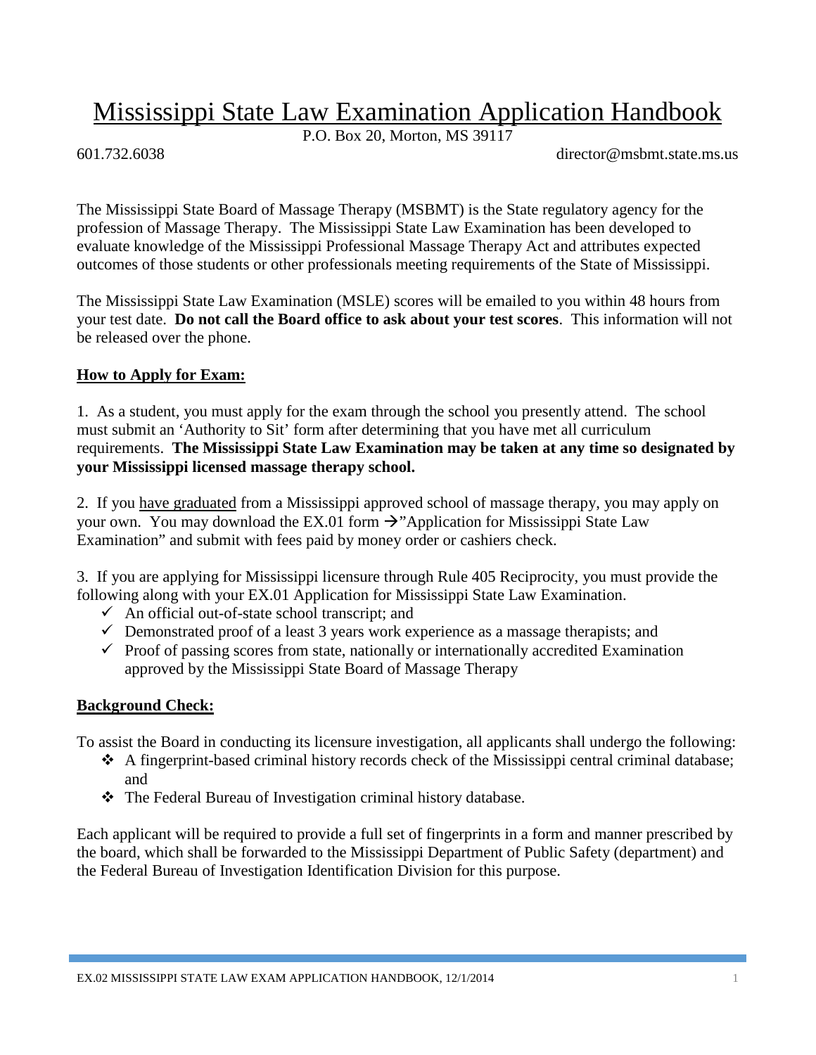# Mississippi State Law Examination Application Handbook

P.O. Box 20, Morton, MS 39117

601.732.6038 director@msbmt.state.ms.us

The Mississippi State Board of Massage Therapy (MSBMT) is the State regulatory agency for the profession of Massage Therapy. The Mississippi State Law Examination has been developed to evaluate knowledge of the Mississippi Professional Massage Therapy Act and attributes expected outcomes of those students or other professionals meeting requirements of the State of Mississippi.

The Mississippi State Law Examination (MSLE) scores will be emailed to you within 48 hours from your test date. **Do not call the Board office to ask about your test scores**. This information will not be released over the phone.

## How to Apply for Exam:

1. As a student, you must apply for the exam through the school you presently attend. The school must submit an 'Authority to Sit' form after determining that you have met all curriculum requirements. **The Mississippi State Law Examination may be taken at any time so designated by your Mississippi licensed massage therapy school.**

2. If you have graduated from a Mississippi approved school of massage therapy, you may apply on your own. You may download the EX.01 form →"Application for Mississippi State Law Examination" and submit with fees paid by money order or cashiers check.

3. If you are applying for Mississippi licensure through Rule 405 Reciprocity, you must provide the following along with your EX.01 Application for Mississippi State Law Examination.
   - ✓ An official out-of-state school transcript; and
   - ✓ Demonstrated proof of a least 3 years work experience as a massage therapists; and
   - ✓ Proof of passing scores from state, nationally or internationally accredited Examination approved by the Mississippi State Board of Massage Therapy

## Background Check:

To assist the Board in conducting its licensure investigation, all applicants shall undergo the following:

- A fingerprint-based criminal history records check of the Mississippi central criminal database; and
- The Federal Bureau of Investigation criminal history database.

Each applicant will be required to provide a full set of fingerprints in a form and manner prescribed by the board, which shall be forwarded to the Mississippi Department of Public Safety (department) and the Federal Bureau of Investigation Identification Division for this purpose.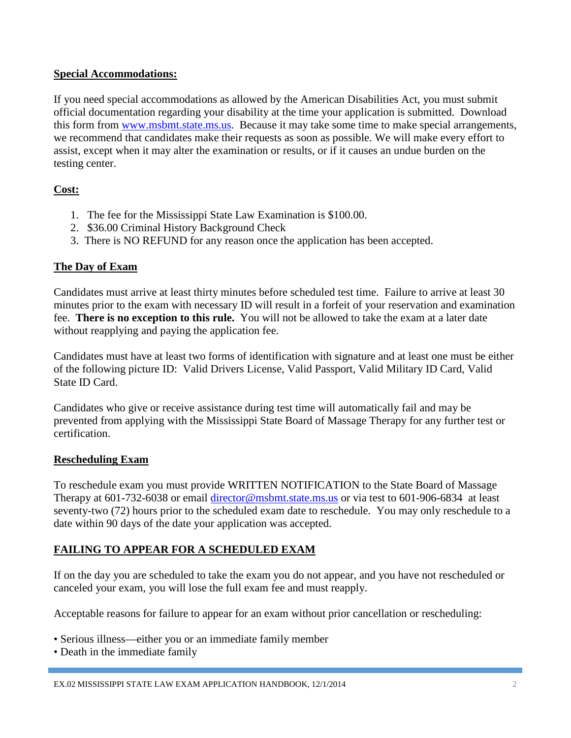## Special Accommodations:

If you need special accommodations as allowed by the American Disabilities Act, you must submit official documentation regarding your disability at the time your application is submitted. Download this form from www.msbmt.state.ms.us. Because it may take some time to make special arrangements, we recommend that candidates make their requests as soon as possible. We will make every effort to assist, except when it may alter the examination or results, or if it causes an undue burden on the testing center.

## Cost:

1. The fee for the Mississippi State Law Examination is $100.00.
2. $36.00 Criminal History Background Check
3. There is NO REFUND for any reason once the application has been accepted.

## The Day of Exam

Candidates must arrive at least thirty minutes before scheduled test time. Failure to arrive at least 30 minutes prior to the exam with necessary ID will result in a forfeit of your reservation and examination fee. **There is no exception to this rule.** You will not be allowed to take the exam at a later date without reapplying and paying the application fee.

Candidates must have at least two forms of identification with signature and at least one must be either of the following picture ID: Valid Drivers License, Valid Passport, Valid Military ID Card, Valid State ID Card.

Candidates who give or receive assistance during test time will automatically fail and may be prevented from applying with the Mississippi State Board of Massage Therapy for any further test or certification.

## Rescheduling Exam

To reschedule exam you must provide WRITTEN NOTIFICATION to the State Board of Massage Therapy at 601-732-6038 or email director@msbmt.state.ms.us or via test to 601-906-6834 at least seventy-two (72) hours prior to the scheduled exam date to reschedule. You may only reschedule to a date within 90 days of the date your application was accepted.

## FAILING TO APPEAR FOR A SCHEDULED EXAM

If on the day you are scheduled to take the exam you do not appear, and you have not rescheduled or canceled your exam, you will lose the full exam fee and must reapply.

Acceptable reasons for failure to appear for an exam without prior cancellation or rescheduling:

- Serious illness—either you or an immediate family member
- Death in the immediate family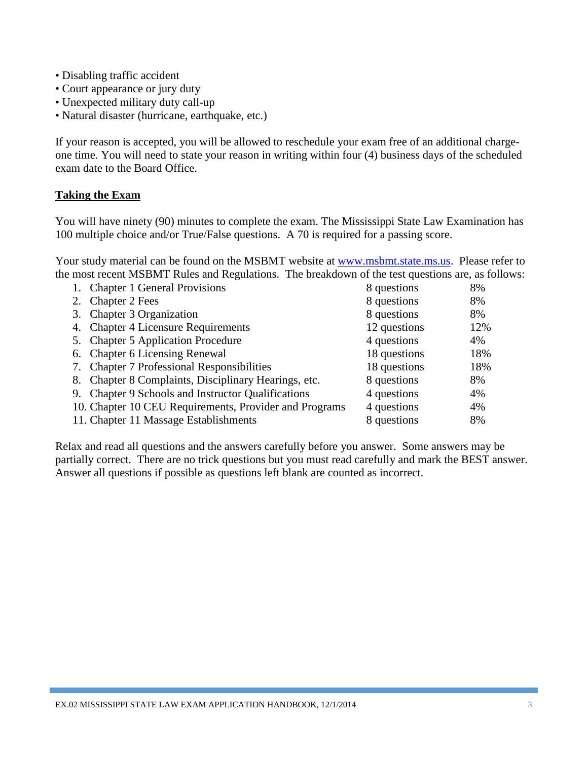- Disabling traffic accident
- Court appearance or jury duty
- Unexpected military duty call-up
- Natural disaster (hurricane, earthquake, etc.)

If your reason is accepted, you will be allowed to reschedule your exam free of an additional charge-one time. You will need to state your reason in writing within four (4) business days of the scheduled exam date to the Board Office.

## Taking the Exam

You will have ninety (90) minutes to complete the exam. The Mississippi State Law Examination has 100 multiple choice and/or True/False questions. A 70 is required for a passing score.

Your study material can be found on the MSBMT website at [www.msbmt.state.ms.us](http://www.msbmt.state.ms.us). Please refer to the most recent MSBMT Rules and Regulations. The breakdown of the test questions are, as follows:

| | | |
|---|---|---|
| 1. Chapter 1 General Provisions | 8 questions | 8% |
| 2. Chapter 2 Fees | 8 questions | 8% |
| 3. Chapter 3 Organization | 8 questions | 8% |
| 4. Chapter 4 Licensure Requirements | 12 questions | 12% |
| 5. Chapter 5 Application Procedure | 4 questions | 4% |
| 6. Chapter 6 Licensing Renewal | 18 questions | 18% |
| 7. Chapter 7 Professional Responsibilities | 18 questions | 18% |
| 8. Chapter 8 Complaints, Disciplinary Hearings, etc. | 8 questions | 8% |
| 9. Chapter 9 Schools and Instructor Qualifications | 4 questions | 4% |
| 10. Chapter 10 CEU Requirements, Provider and Programs | 4 questions | 4% |
| 11. Chapter 11 Massage Establishments | 8 questions | 8% |

Relax and read all questions and the answers carefully before you answer. Some answers may be partially correct. There are no trick questions but you must read carefully and mark the BEST answer. Answer all questions if possible as questions left blank are counted as incorrect.